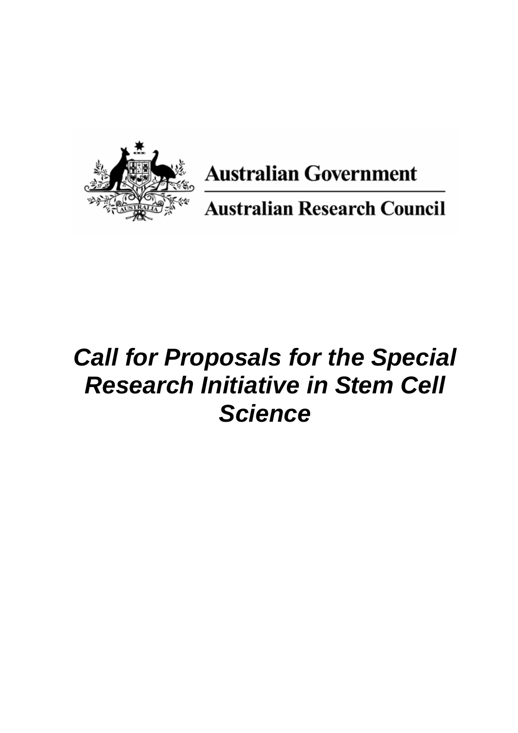Australian Government

Australian Research Council

# *Call for Proposals for the Special Research Initiative in Stem Cell Science*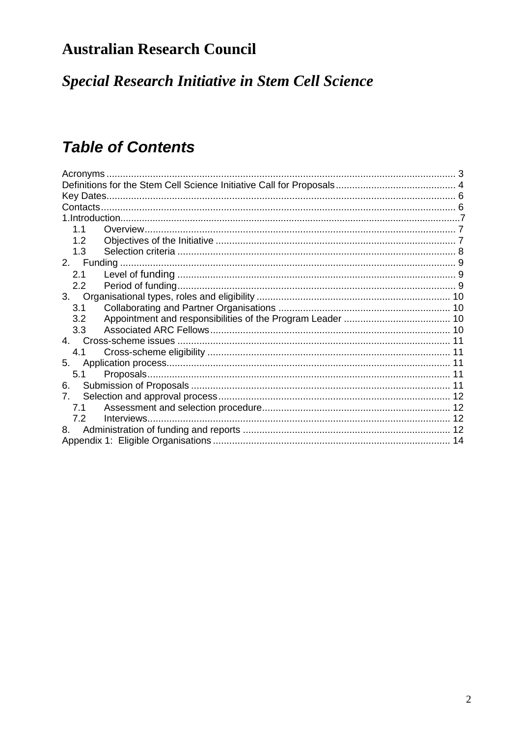# Australian Research Council

## *Special Research Initiative in Stem Cell Science*

## *Table of Contents*

Acronyms ................................................................................................................................ 3
Definitions for the Stem Cell Science Initiative Call for Proposals ............................................ 4
Key Dates................................................................................................................................ 6
Contacts.................................................................................................................................. 6
1.Introduction............................................................................................................................7
- 1.1 Overview.................................................................................................................... 7
- 1.2 Objectives of the Initiative ......................................................................................... 7
- 1.3 Selection criteria ....................................................................................................... 8

2. Funding ............................................................................................................................. 9
- 2.1 Level of funding ........................................................................................................ 9
- 2.2 Period of funding....................................................................................................... 9

3. Organisational types, roles and eligibility ........................................................................ 10
- 3.1 Collaborating and Partner Organisations ................................................................ 10
- 3.2 Appointment and responsibilities of the Program Leader ....................................... 10
- 3.3 Associated ARC Fellows......................................................................................... 10

4. Cross-scheme issues ..................................................................................................... 11
- 4.1 Cross-scheme eligibility .......................................................................................... 11

5. Application process......................................................................................................... 11
- 5.1 Proposals................................................................................................................ 11

6. Submission of Proposals ............................................................................................... 11
7. Selection and approval process...................................................................................... 12
- 7.1 Assessment and selection procedure..................................................................... 12
- 7.2 Interviews................................................................................................................ 12

8. Administration of funding and reports ............................................................................ 12

Appendix 1: Eligible Organisations ...................................................................................... 14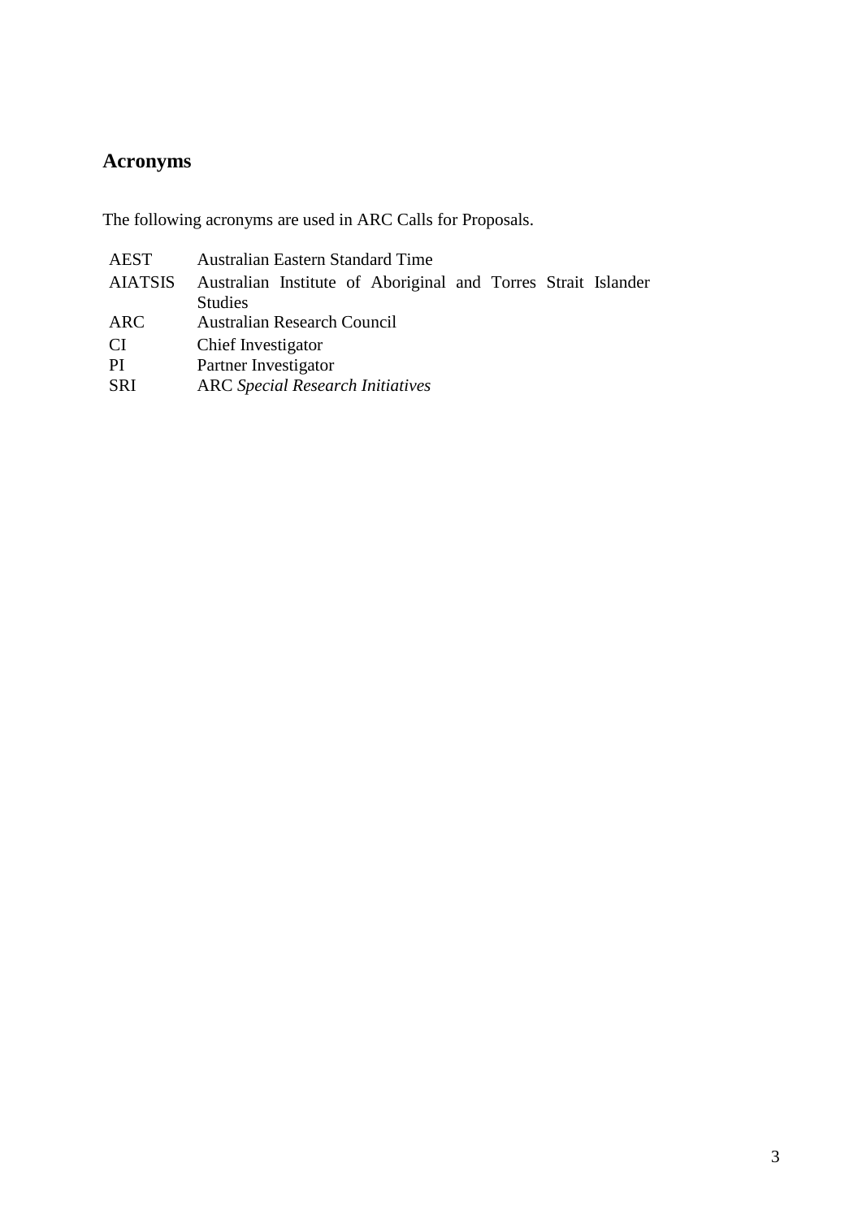## Acronyms

The following acronyms are used in ARC Calls for Proposals.

| | |
|---|---|
| AEST | Australian Eastern Standard Time |
| AIATSIS | Australian Institute of Aboriginal and Torres Strait Islander Studies |
| ARC | Australian Research Council |
| CI | Chief Investigator |
| PI | Partner Investigator |
| SRI | ARC *Special Research Initiatives* |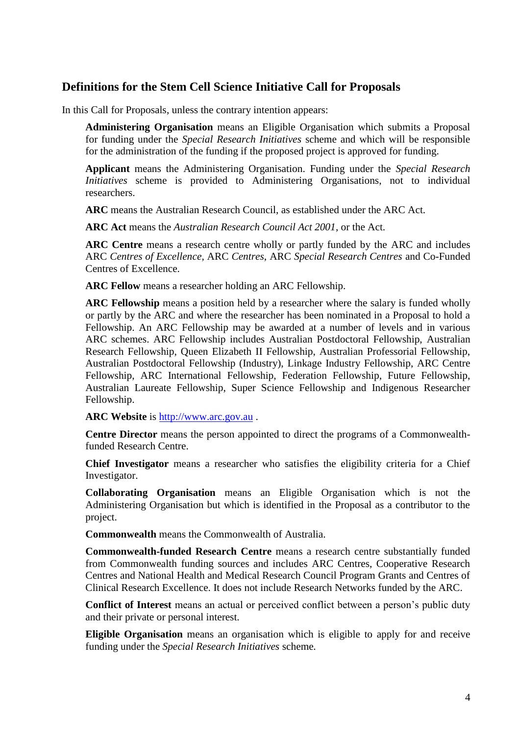## Definitions for the Stem Cell Science Initiative Call for Proposals

In this Call for Proposals, unless the contrary intention appears:

**Administering Organisation** means an Eligible Organisation which submits a Proposal for funding under the *Special Research Initiatives* scheme and which will be responsible for the administration of the funding if the proposed project is approved for funding.

**Applicant** means the Administering Organisation. Funding under the *Special Research Initiatives* scheme is provided to Administering Organisations, not to individual researchers.

**ARC** means the Australian Research Council, as established under the ARC Act.

**ARC Act** means the *Australian Research Council Act 2001*, or the Act.

**ARC Centre** means a research centre wholly or partly funded by the ARC and includes ARC *Centres of Excellence*, ARC *Centres*, ARC *Special Research Centres* and Co-Funded Centres of Excellence.

**ARC Fellow** means a researcher holding an ARC Fellowship.

**ARC Fellowship** means a position held by a researcher where the salary is funded wholly or partly by the ARC and where the researcher has been nominated in a Proposal to hold a Fellowship. An ARC Fellowship may be awarded at a number of levels and in various ARC schemes. ARC Fellowship includes Australian Postdoctoral Fellowship, Australian Research Fellowship, Queen Elizabeth II Fellowship, Australian Professorial Fellowship, Australian Postdoctoral Fellowship (Industry), Linkage Industry Fellowship, ARC Centre Fellowship, ARC International Fellowship, Federation Fellowship, Future Fellowship, Australian Laureate Fellowship, Super Science Fellowship and Indigenous Researcher Fellowship.

**ARC Website** is http://www.arc.gov.au .

**Centre Director** means the person appointed to direct the programs of a Commonwealth-funded Research Centre.

**Chief Investigator** means a researcher who satisfies the eligibility criteria for a Chief Investigator.

**Collaborating Organisation** means an Eligible Organisation which is not the Administering Organisation but which is identified in the Proposal as a contributor to the project.

**Commonwealth** means the Commonwealth of Australia.

**Commonwealth-funded Research Centre** means a research centre substantially funded from Commonwealth funding sources and includes ARC Centres, Cooperative Research Centres and National Health and Medical Research Council Program Grants and Centres of Clinical Research Excellence. It does not include Research Networks funded by the ARC.

**Conflict of Interest** means an actual or perceived conflict between a person's public duty and their private or personal interest.

**Eligible Organisation** means an organisation which is eligible to apply for and receive funding under the *Special Research Initiatives* scheme.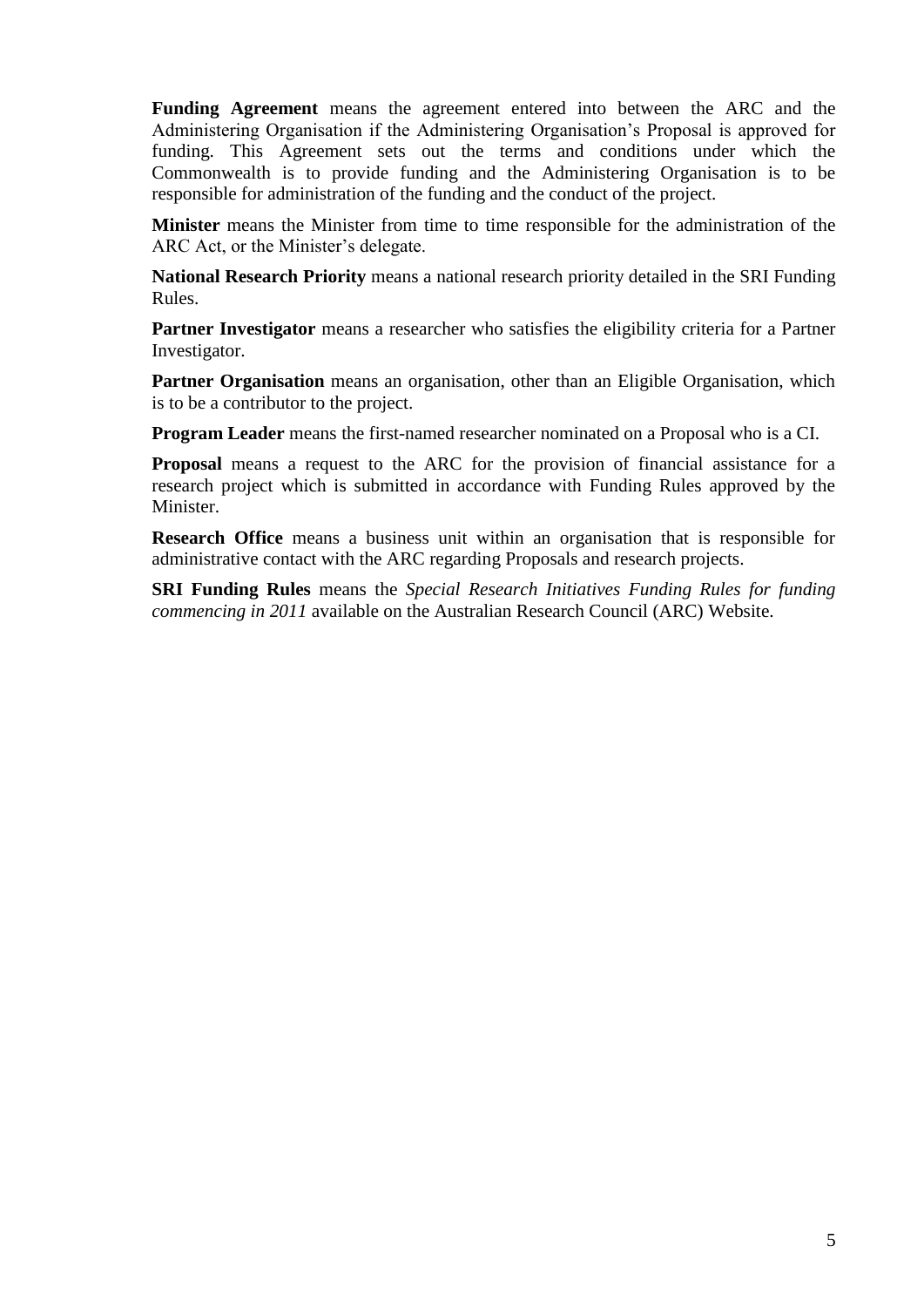**Funding Agreement** means the agreement entered into between the ARC and the Administering Organisation if the Administering Organisation's Proposal is approved for funding. This Agreement sets out the terms and conditions under which the Commonwealth is to provide funding and the Administering Organisation is to be responsible for administration of the funding and the conduct of the project.

**Minister** means the Minister from time to time responsible for the administration of the ARC Act, or the Minister's delegate.

**National Research Priority** means a national research priority detailed in the SRI Funding Rules.

**Partner Investigator** means a researcher who satisfies the eligibility criteria for a Partner Investigator.

**Partner Organisation** means an organisation, other than an Eligible Organisation, which is to be a contributor to the project.

**Program Leader** means the first-named researcher nominated on a Proposal who is a CI.

**Proposal** means a request to the ARC for the provision of financial assistance for a research project which is submitted in accordance with Funding Rules approved by the Minister.

**Research Office** means a business unit within an organisation that is responsible for administrative contact with the ARC regarding Proposals and research projects.

**SRI Funding Rules** means the *Special Research Initiatives Funding Rules for funding commencing in 2011* available on the Australian Research Council (ARC) Website.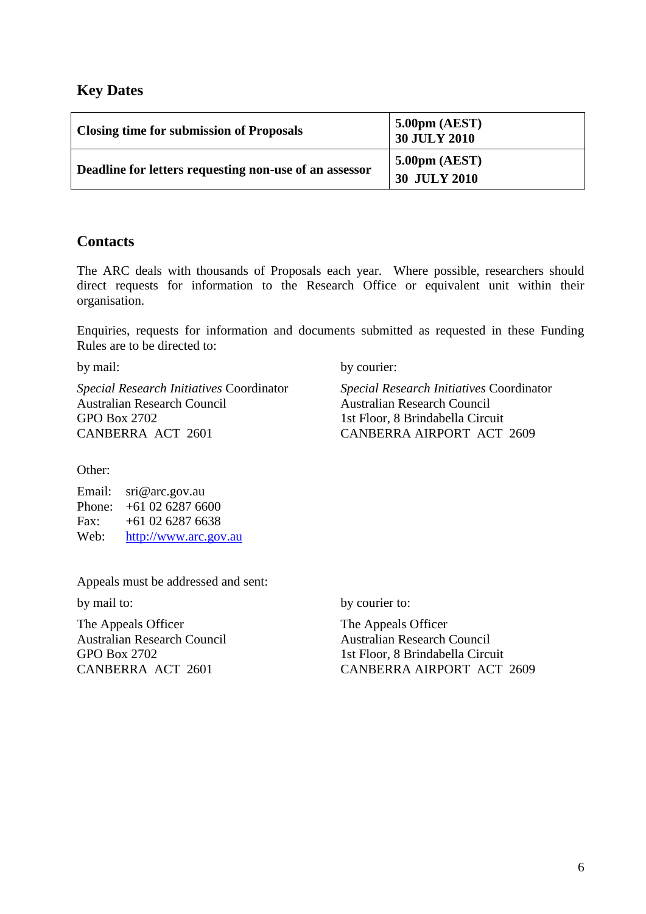## Key Dates

| Closing time for submission of Proposals | 5.00pm (AEST) 30 JULY 2010 |
|---|---|
| **Deadline for letters requesting non-use of an assessor** | **5.00pm (AEST) 30 JULY 2010** |

## Contacts

The ARC deals with thousands of Proposals each year. Where possible, researchers should direct requests for information to the Research Office or equivalent unit within their organisation.

Enquiries, requests for information and documents submitted as requested in these Funding Rules are to be directed to:

by mail:

*Special Research Initiatives* Coordinator
Australian Research Council
GPO Box 2702
CANBERRA ACT 2601

by courier:

*Special Research Initiatives* Coordinator
Australian Research Council
1st Floor, 8 Brindabella Circuit
CANBERRA AIRPORT ACT 2609

Other:

Email: sri@arc.gov.au
Phone: +61 02 6287 6600
Fax: +61 02 6287 6638
Web: http://www.arc.gov.au

Appeals must be addressed and sent:

by mail to:

The Appeals Officer
Australian Research Council
GPO Box 2702
CANBERRA ACT 2601

by courier to:

The Appeals Officer
Australian Research Council
1st Floor, 8 Brindabella Circuit
CANBERRA AIRPORT ACT 2609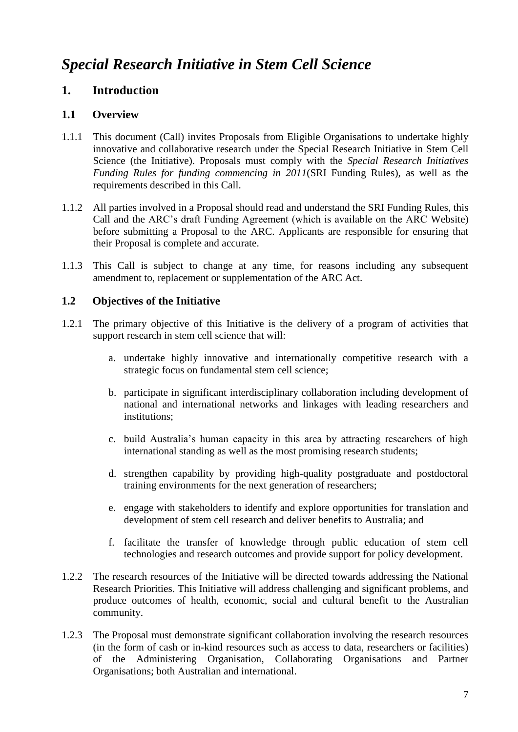# *Special Research Initiative in Stem Cell Science*

## 1. Introduction

### 1.1 Overview

1.1.1 This document (Call) invites Proposals from Eligible Organisations to undertake highly innovative and collaborative research under the Special Research Initiative in Stem Cell Science (the Initiative). Proposals must comply with the *Special Research Initiatives Funding Rules for funding commencing in 2011*(SRI Funding Rules), as well as the requirements described in this Call.

1.1.2 All parties involved in a Proposal should read and understand the SRI Funding Rules, this Call and the ARC's draft Funding Agreement (which is available on the ARC Website) before submitting a Proposal to the ARC. Applicants are responsible for ensuring that their Proposal is complete and accurate.

1.1.3 This Call is subject to change at any time, for reasons including any subsequent amendment to, replacement or supplementation of the ARC Act.

### 1.2 Objectives of the Initiative

1.2.1 The primary objective of this Initiative is the delivery of a program of activities that support research in stem cell science that will:

a. undertake highly innovative and internationally competitive research with a strategic focus on fundamental stem cell science;

b. participate in significant interdisciplinary collaboration including development of national and international networks and linkages with leading researchers and institutions;

c. build Australia's human capacity in this area by attracting researchers of high international standing as well as the most promising research students;

d. strengthen capability by providing high-quality postgraduate and postdoctoral training environments for the next generation of researchers;

e. engage with stakeholders to identify and explore opportunities for translation and development of stem cell research and deliver benefits to Australia; and

f. facilitate the transfer of knowledge through public education of stem cell technologies and research outcomes and provide support for policy development.

1.2.2 The research resources of the Initiative will be directed towards addressing the National Research Priorities. This Initiative will address challenging and significant problems, and produce outcomes of health, economic, social and cultural benefit to the Australian community.

1.2.3 The Proposal must demonstrate significant collaboration involving the research resources (in the form of cash or in-kind resources such as access to data, researchers or facilities) of the Administering Organisation, Collaborating Organisations and Partner Organisations; both Australian and international.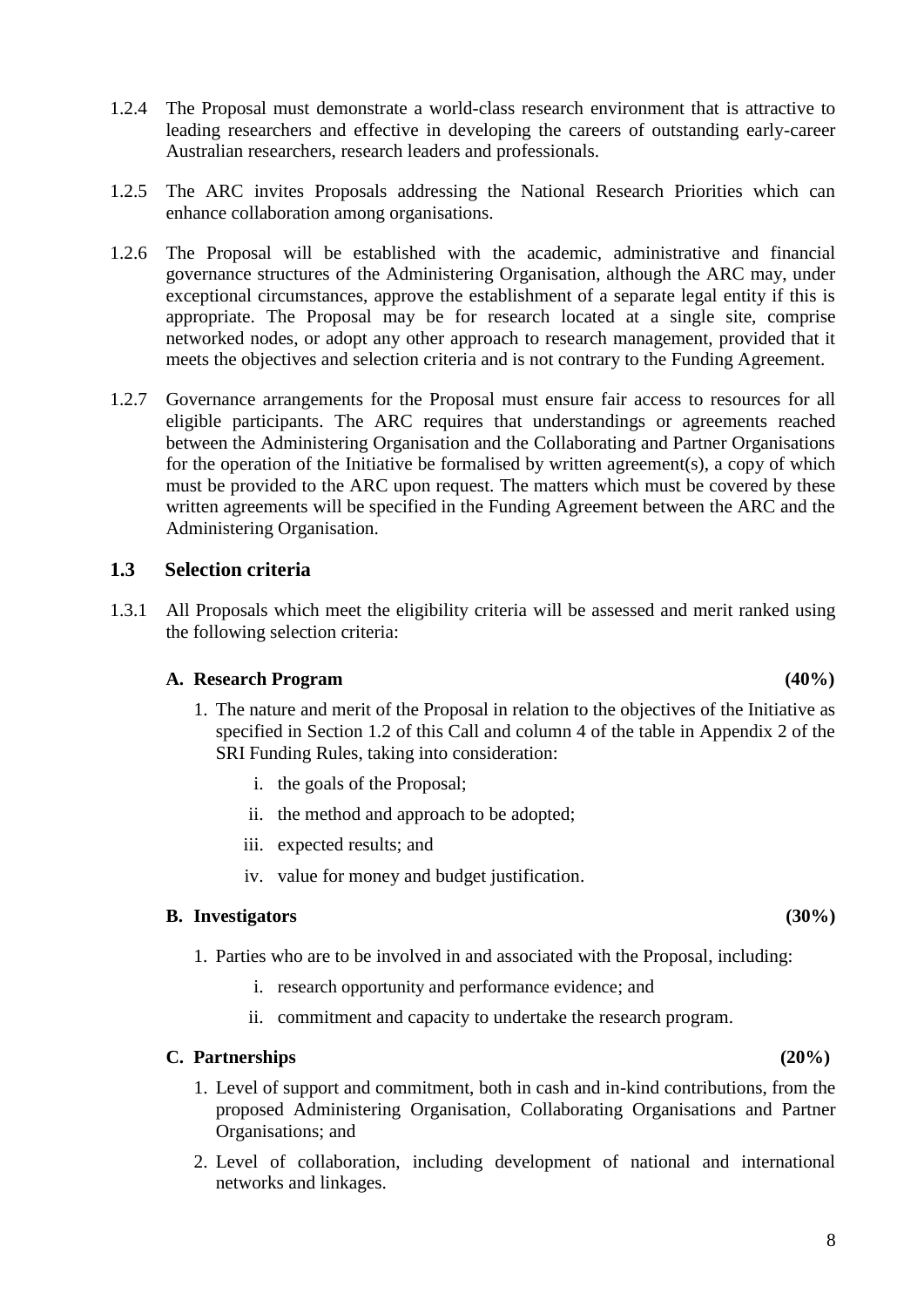1.2.4 The Proposal must demonstrate a world-class research environment that is attractive to leading researchers and effective in developing the careers of outstanding early-career Australian researchers, research leaders and professionals.

1.2.5 The ARC invites Proposals addressing the National Research Priorities which can enhance collaboration among organisations.

1.2.6 The Proposal will be established with the academic, administrative and financial governance structures of the Administering Organisation, although the ARC may, under exceptional circumstances, approve the establishment of a separate legal entity if this is appropriate. The Proposal may be for research located at a single site, comprise networked nodes, or adopt any other approach to research management, provided that it meets the objectives and selection criteria and is not contrary to the Funding Agreement.

1.2.7 Governance arrangements for the Proposal must ensure fair access to resources for all eligible participants. The ARC requires that understandings or agreements reached between the Administering Organisation and the Collaborating and Partner Organisations for the operation of the Initiative be formalised by written agreement(s), a copy of which must be provided to the ARC upon request. The matters which must be covered by these written agreements will be specified in the Funding Agreement between the ARC and the Administering Organisation.

## 1.3 Selection criteria

1.3.1 All Proposals which meet the eligibility criteria will be assessed and merit ranked using the following selection criteria:

**A. Research Program (40%)**

1. The nature and merit of the Proposal in relation to the objectives of the Initiative as specified in Section 1.2 of this Call and column 4 of the table in Appendix 2 of the SRI Funding Rules, taking into consideration:
   1. the goals of the Proposal;
   2. the method and approach to be adopted;
   3. expected results; and
   4. value for money and budget justification.

**B. Investigators (30%)**

1. Parties who are to be involved in and associated with the Proposal, including:
   1. research opportunity and performance evidence; and
   2. commitment and capacity to undertake the research program.

**C. Partnerships (20%)**

1. Level of support and commitment, both in cash and in-kind contributions, from the proposed Administering Organisation, Collaborating Organisations and Partner Organisations; and
2. Level of collaboration, including development of national and international networks and linkages.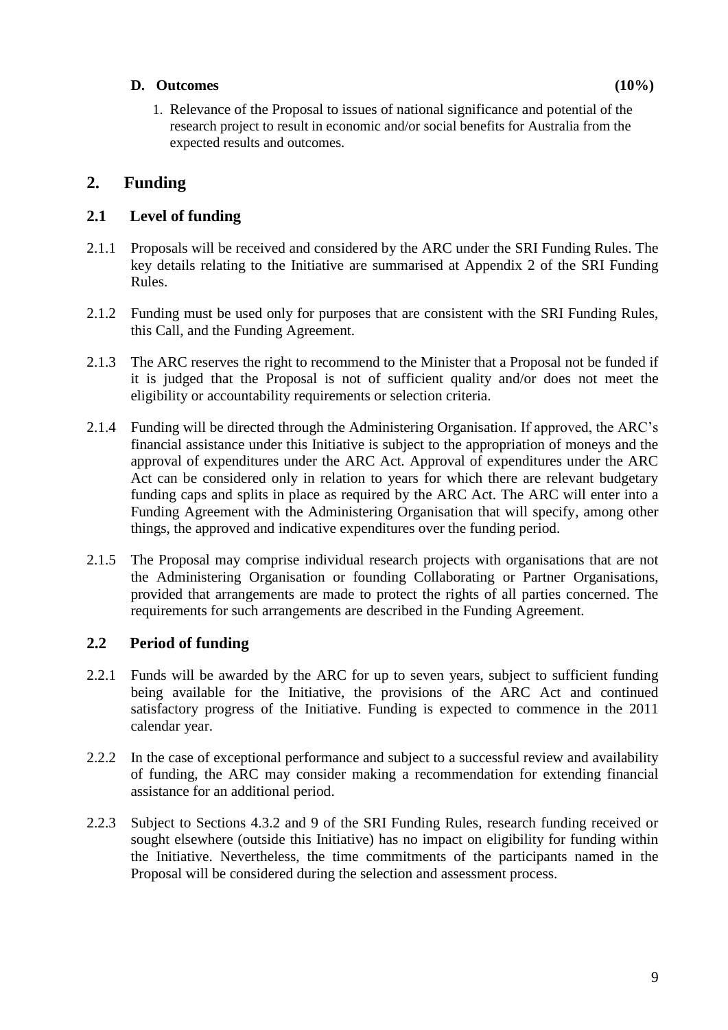**D. Outcomes (10%)**

1. Relevance of the Proposal to issues of national significance and potential of the research project to result in economic and/or social benefits for Australia from the expected results and outcomes.

## 2. Funding

### 2.1 Level of funding

2.1.1 Proposals will be received and considered by the ARC under the SRI Funding Rules. The key details relating to the Initiative are summarised at Appendix 2 of the SRI Funding Rules.

2.1.2 Funding must be used only for purposes that are consistent with the SRI Funding Rules, this Call, and the Funding Agreement.

2.1.3 The ARC reserves the right to recommend to the Minister that a Proposal not be funded if it is judged that the Proposal is not of sufficient quality and/or does not meet the eligibility or accountability requirements or selection criteria.

2.1.4 Funding will be directed through the Administering Organisation. If approved, the ARC's financial assistance under this Initiative is subject to the appropriation of moneys and the approval of expenditures under the ARC Act. Approval of expenditures under the ARC Act can be considered only in relation to years for which there are relevant budgetary funding caps and splits in place as required by the ARC Act. The ARC will enter into a Funding Agreement with the Administering Organisation that will specify, among other things, the approved and indicative expenditures over the funding period.

2.1.5 The Proposal may comprise individual research projects with organisations that are not the Administering Organisation or founding Collaborating or Partner Organisations, provided that arrangements are made to protect the rights of all parties concerned. The requirements for such arrangements are described in the Funding Agreement.

### 2.2 Period of funding

2.2.1 Funds will be awarded by the ARC for up to seven years, subject to sufficient funding being available for the Initiative, the provisions of the ARC Act and continued satisfactory progress of the Initiative. Funding is expected to commence in the 2011 calendar year.

2.2.2 In the case of exceptional performance and subject to a successful review and availability of funding, the ARC may consider making a recommendation for extending financial assistance for an additional period.

2.2.3 Subject to Sections 4.3.2 and 9 of the SRI Funding Rules, research funding received or sought elsewhere (outside this Initiative) has no impact on eligibility for funding within the Initiative. Nevertheless, the time commitments of the participants named in the Proposal will be considered during the selection and assessment process.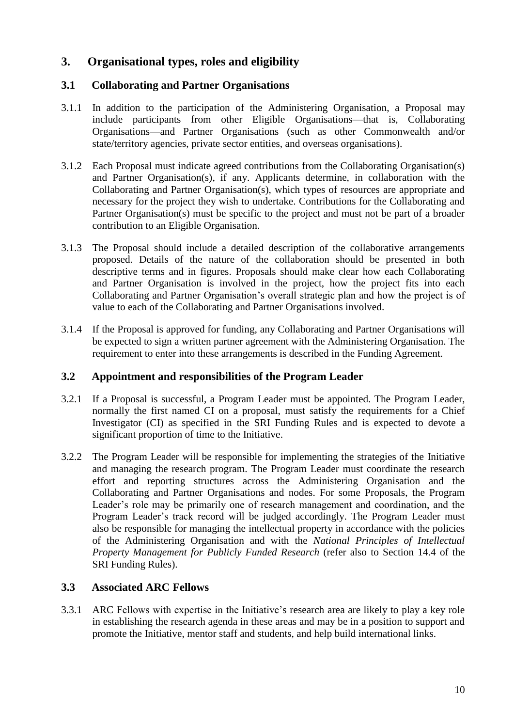## 3. Organisational types, roles and eligibility

### 3.1 Collaborating and Partner Organisations

3.1.1 In addition to the participation of the Administering Organisation, a Proposal may include participants from other Eligible Organisations—that is, Collaborating Organisations—and Partner Organisations (such as other Commonwealth and/or state/territory agencies, private sector entities, and overseas organisations).

3.1.2 Each Proposal must indicate agreed contributions from the Collaborating Organisation(s) and Partner Organisation(s), if any. Applicants determine, in collaboration with the Collaborating and Partner Organisation(s), which types of resources are appropriate and necessary for the project they wish to undertake. Contributions for the Collaborating and Partner Organisation(s) must be specific to the project and must not be part of a broader contribution to an Eligible Organisation.

3.1.3 The Proposal should include a detailed description of the collaborative arrangements proposed. Details of the nature of the collaboration should be presented in both descriptive terms and in figures. Proposals should make clear how each Collaborating and Partner Organisation is involved in the project, how the project fits into each Collaborating and Partner Organisation's overall strategic plan and how the project is of value to each of the Collaborating and Partner Organisations involved.

3.1.4 If the Proposal is approved for funding, any Collaborating and Partner Organisations will be expected to sign a written partner agreement with the Administering Organisation. The requirement to enter into these arrangements is described in the Funding Agreement.

### 3.2 Appointment and responsibilities of the Program Leader

3.2.1 If a Proposal is successful, a Program Leader must be appointed. The Program Leader, normally the first named CI on a proposal, must satisfy the requirements for a Chief Investigator (CI) as specified in the SRI Funding Rules and is expected to devote a significant proportion of time to the Initiative.

3.2.2 The Program Leader will be responsible for implementing the strategies of the Initiative and managing the research program. The Program Leader must coordinate the research effort and reporting structures across the Administering Organisation and the Collaborating and Partner Organisations and nodes. For some Proposals, the Program Leader's role may be primarily one of research management and coordination, and the Program Leader's track record will be judged accordingly. The Program Leader must also be responsible for managing the intellectual property in accordance with the policies of the Administering Organisation and with the *National Principles of Intellectual Property Management for Publicly Funded Research* (refer also to Section 14.4 of the SRI Funding Rules).

### 3.3 Associated ARC Fellows

3.3.1 ARC Fellows with expertise in the Initiative's research area are likely to play a key role in establishing the research agenda in these areas and may be in a position to support and promote the Initiative, mentor staff and students, and help build international links.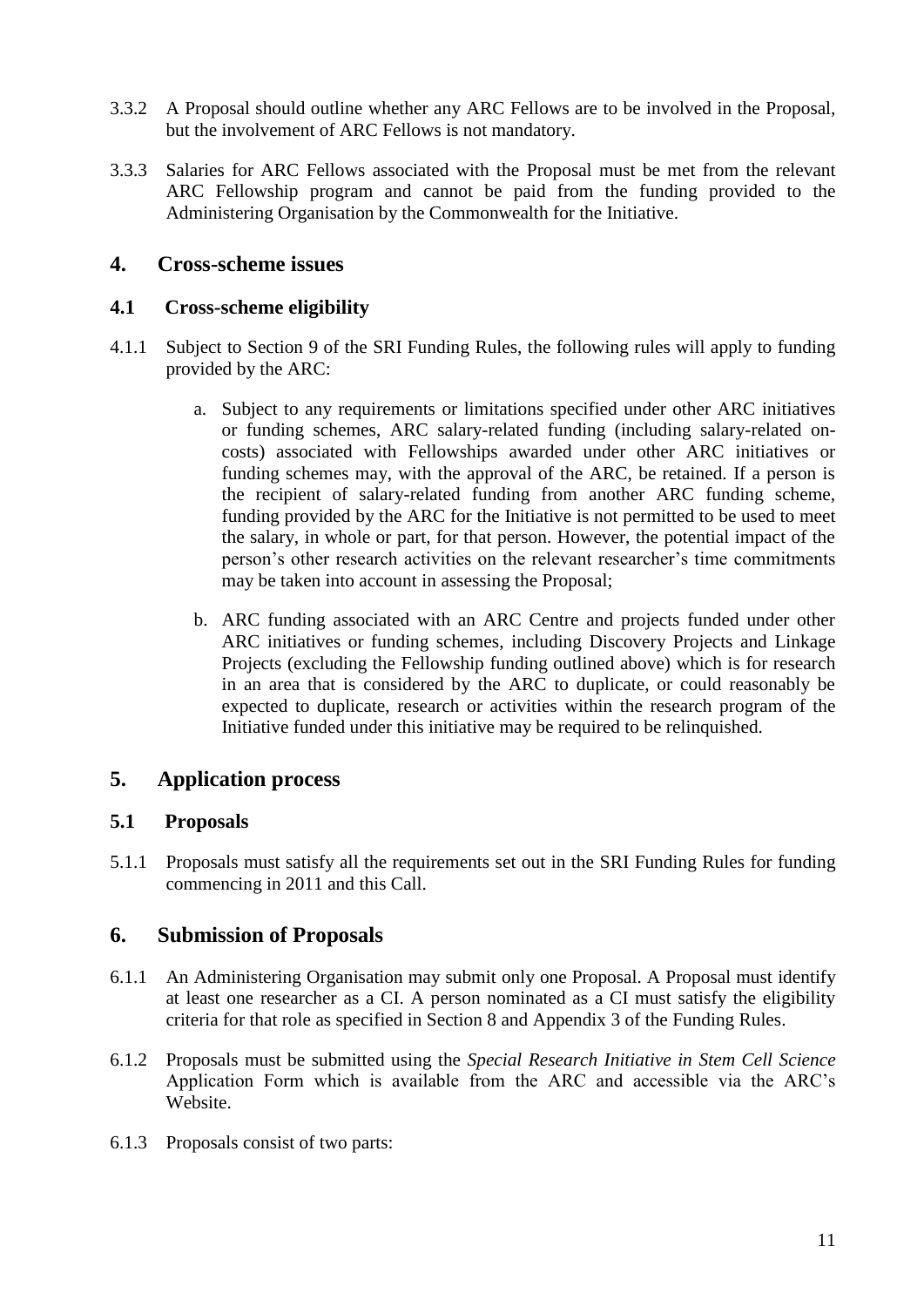3.3.2 A Proposal should outline whether any ARC Fellows are to be involved in the Proposal, but the involvement of ARC Fellows is not mandatory.

3.3.3 Salaries for ARC Fellows associated with the Proposal must be met from the relevant ARC Fellowship program and cannot be paid from the funding provided to the Administering Organisation by the Commonwealth for the Initiative.

## 4. Cross-scheme issues

### 4.1 Cross-scheme eligibility

4.1.1 Subject to Section 9 of the SRI Funding Rules, the following rules will apply to funding provided by the ARC:

a. Subject to any requirements or limitations specified under other ARC initiatives or funding schemes, ARC salary-related funding (including salary-related on-costs) associated with Fellowships awarded under other ARC initiatives or funding schemes may, with the approval of the ARC, be retained. If a person is the recipient of salary-related funding from another ARC funding scheme, funding provided by the ARC for the Initiative is not permitted to be used to meet the salary, in whole or part, for that person. However, the potential impact of the person's other research activities on the relevant researcher's time commitments may be taken into account in assessing the Proposal;

b. ARC funding associated with an ARC Centre and projects funded under other ARC initiatives or funding schemes, including Discovery Projects and Linkage Projects (excluding the Fellowship funding outlined above) which is for research in an area that is considered by the ARC to duplicate, or could reasonably be expected to duplicate, research or activities within the research program of the Initiative funded under this initiative may be required to be relinquished.

## 5. Application process

### 5.1 Proposals

5.1.1 Proposals must satisfy all the requirements set out in the SRI Funding Rules for funding commencing in 2011 and this Call.

## 6. Submission of Proposals

6.1.1 An Administering Organisation may submit only one Proposal. A Proposal must identify at least one researcher as a CI. A person nominated as a CI must satisfy the eligibility criteria for that role as specified in Section 8 and Appendix 3 of the Funding Rules.

6.1.2 Proposals must be submitted using the *Special Research Initiative in Stem Cell Science* Application Form which is available from the ARC and accessible via the ARC's Website.

6.1.3 Proposals consist of two parts: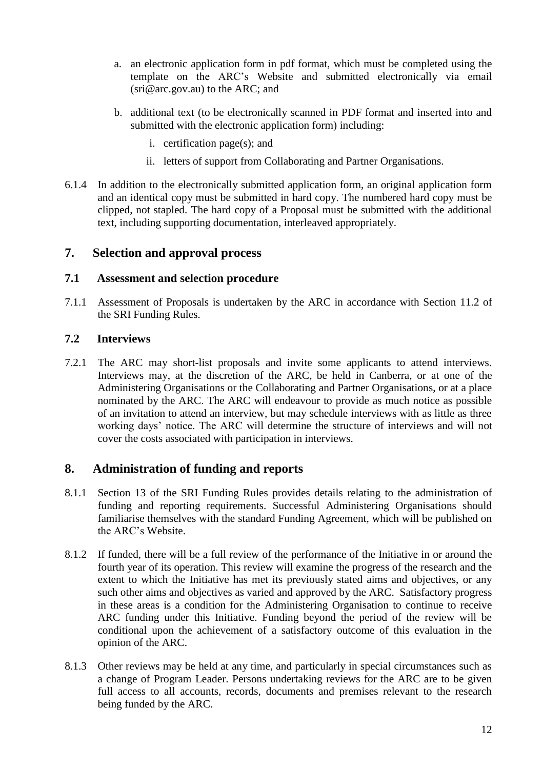a. an electronic application form in pdf format, which must be completed using the template on the ARC's Website and submitted electronically via email (sri@arc.gov.au) to the ARC; and

b. additional text (to be electronically scanned in PDF format and inserted into and submitted with the electronic application form) including:

   i. certification page(s); and

   ii. letters of support from Collaborating and Partner Organisations.

6.1.4 In addition to the electronically submitted application form, an original application form and an identical copy must be submitted in hard copy. The numbered hard copy must be clipped, not stapled. The hard copy of a Proposal must be submitted with the additional text, including supporting documentation, interleaved appropriately.

## 7. Selection and approval process

### 7.1 Assessment and selection procedure

7.1.1 Assessment of Proposals is undertaken by the ARC in accordance with Section 11.2 of the SRI Funding Rules.

### 7.2 Interviews

7.2.1 The ARC may short-list proposals and invite some applicants to attend interviews. Interviews may, at the discretion of the ARC, be held in Canberra, or at one of the Administering Organisations or the Collaborating and Partner Organisations, or at a place nominated by the ARC. The ARC will endeavour to provide as much notice as possible of an invitation to attend an interview, but may schedule interviews with as little as three working days' notice. The ARC will determine the structure of interviews and will not cover the costs associated with participation in interviews.

## 8. Administration of funding and reports

8.1.1 Section 13 of the SRI Funding Rules provides details relating to the administration of funding and reporting requirements. Successful Administering Organisations should familiarise themselves with the standard Funding Agreement, which will be published on the ARC's Website.

8.1.2 If funded, there will be a full review of the performance of the Initiative in or around the fourth year of its operation. This review will examine the progress of the research and the extent to which the Initiative has met its previously stated aims and objectives, or any such other aims and objectives as varied and approved by the ARC. Satisfactory progress in these areas is a condition for the Administering Organisation to continue to receive ARC funding under this Initiative. Funding beyond the period of the review will be conditional upon the achievement of a satisfactory outcome of this evaluation in the opinion of the ARC.

8.1.3 Other reviews may be held at any time, and particularly in special circumstances such as a change of Program Leader. Persons undertaking reviews for the ARC are to be given full access to all accounts, records, documents and premises relevant to the research being funded by the ARC.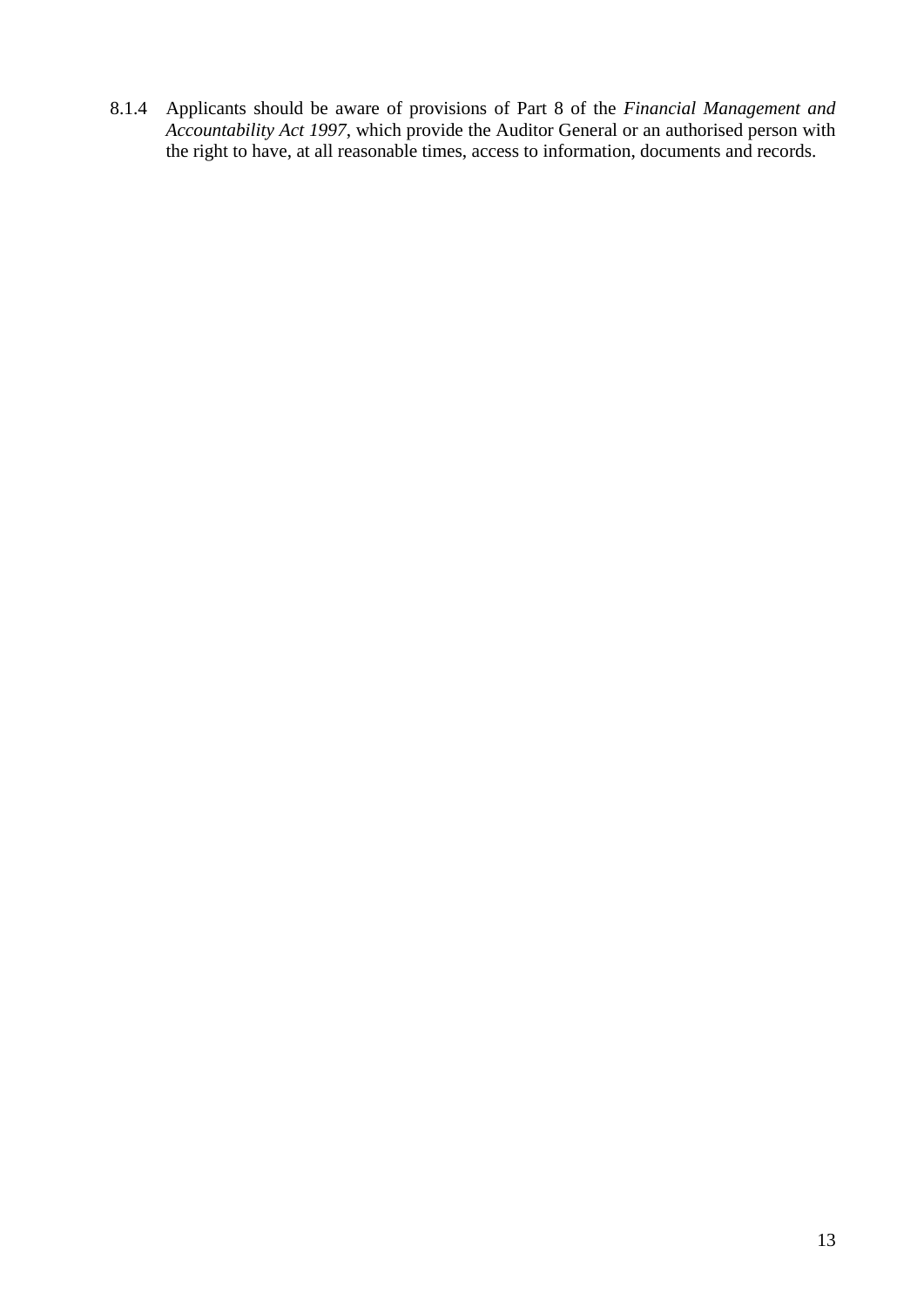8.1.4 Applicants should be aware of provisions of Part 8 of the *Financial Management and Accountability Act 1997*, which provide the Auditor General or an authorised person with the right to have, at all reasonable times, access to information, documents and records.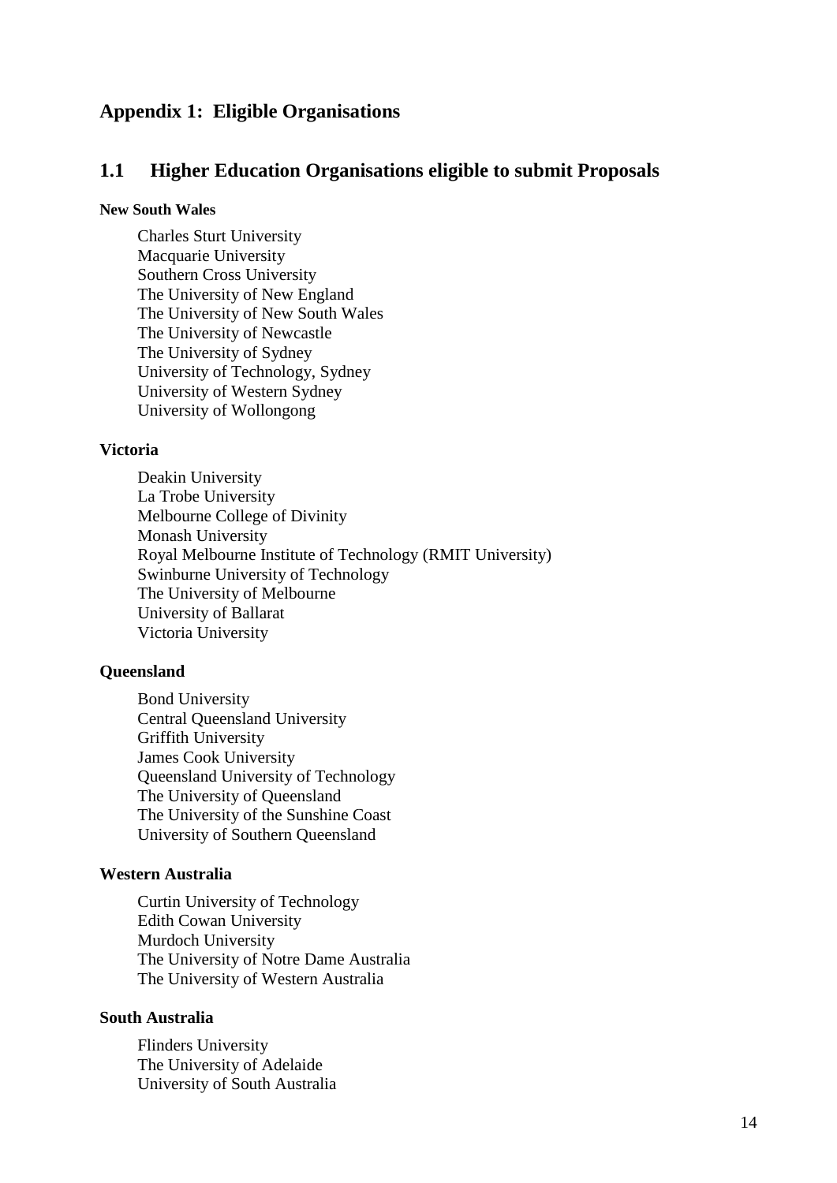# Appendix 1: Eligible Organisations

## 1.1 Higher Education Organisations eligible to submit Proposals

#### New South Wales

Charles Sturt University
Macquarie University
Southern Cross University
The University of New England
The University of New South Wales
The University of Newcastle
The University of Sydney
University of Technology, Sydney
University of Western Sydney
University of Wollongong

### Victoria

Deakin University
La Trobe University
Melbourne College of Divinity
Monash University
Royal Melbourne Institute of Technology (RMIT University)
Swinburne University of Technology
The University of Melbourne
University of Ballarat
Victoria University

### Queensland

Bond University
Central Queensland University
Griffith University
James Cook University
Queensland University of Technology
The University of Queensland
The University of the Sunshine Coast
University of Southern Queensland

### Western Australia

Curtin University of Technology
Edith Cowan University
Murdoch University
The University of Notre Dame Australia
The University of Western Australia

### South Australia

Flinders University
The University of Adelaide
University of South Australia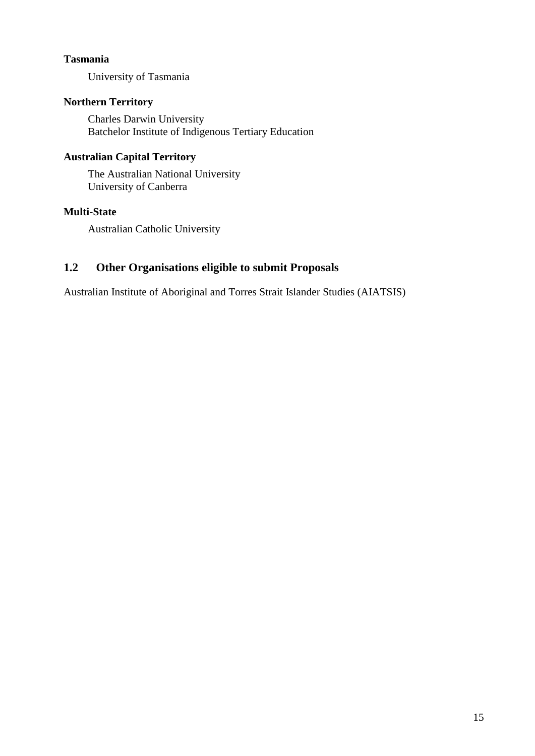**Tasmania**

University of Tasmania

**Northern Territory**

Charles Darwin University
Batchelor Institute of Indigenous Tertiary Education

**Australian Capital Territory**

The Australian National University
University of Canberra

**Multi-State**

Australian Catholic University

## 1.2 Other Organisations eligible to submit Proposals

Australian Institute of Aboriginal and Torres Strait Islander Studies (AIATSIS)